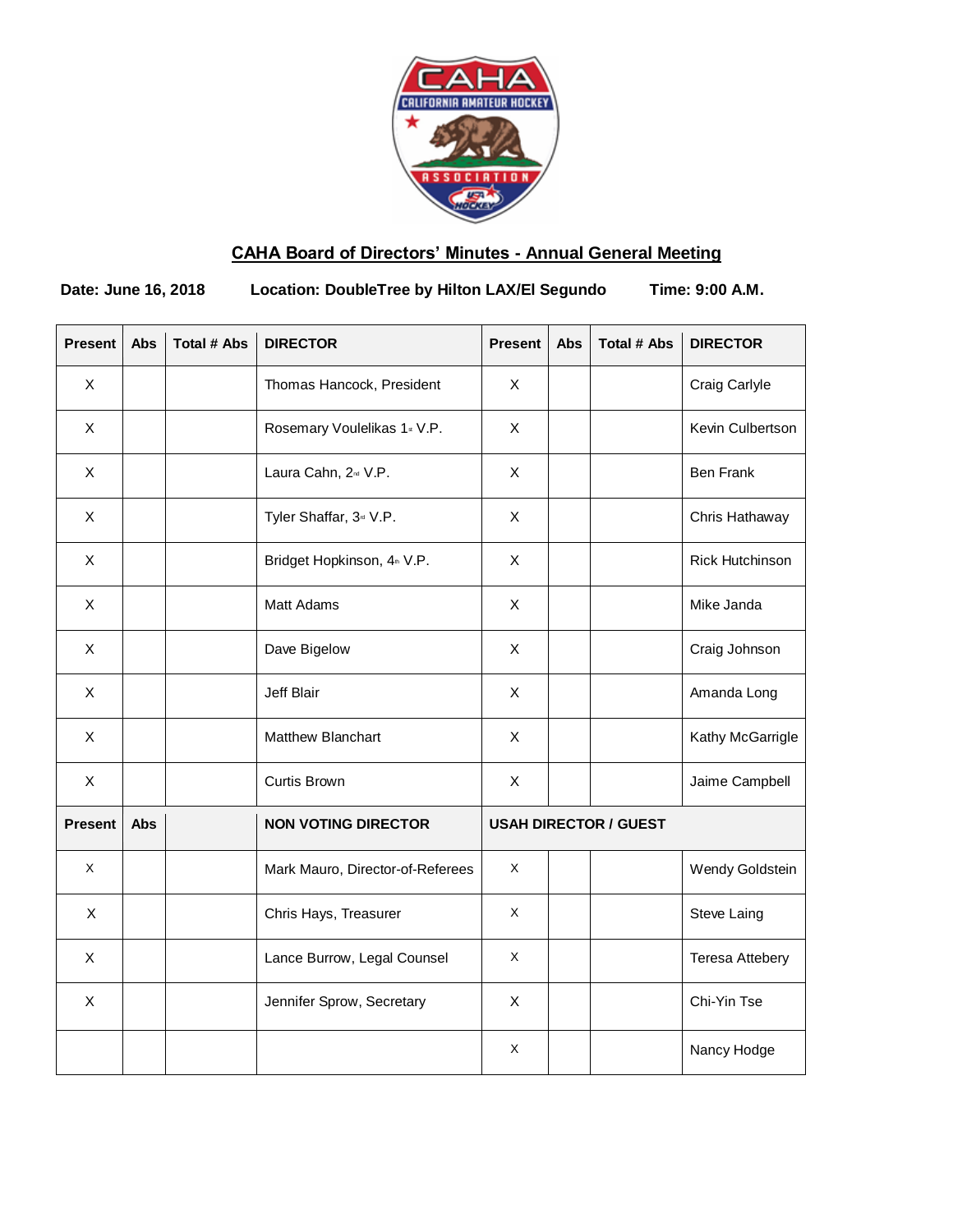## CAHA Board of Directors' Minutes - Annual General Meeting

**Date: June 16, 2018** **Location: DoubleTree by Hilton LAX/El Segundo** **Time: 9:00 A.M.**

| Present | Abs | Total # Abs | DIRECTOR | Present | Abs | Total # Abs | DIRECTOR |
|---|---|---|---|---|---|---|---|
| X | | | Thomas Hancock, President | X | | | Craig Carlyle |
| X | | | Rosemary Voulelikas 1st V.P. | X | | | Kevin Culbertson |
| X | | | Laura Cahn, 2nd V.P. | X | | | Ben Frank |
| X | | | Tyler Shaffar, 3rd V.P. | X | | | Chris Hathaway |
| X | | | Bridget Hopkinson, 4th V.P. | X | | | Rick Hutchinson |
| X | | | Matt Adams | X | | | Mike Janda |
| X | | | Dave Bigelow | X | | | Craig Johnson |
| X | | | Jeff Blair | X | | | Amanda Long |
| X | | | Matthew Blanchart | X | | | Kathy McGarrigle |
| X | | | Curtis Brown | X | | | Jaime Campbell |
| **Present** | **Abs** | | **NON VOTING DIRECTOR** | **USAH DIRECTOR / GUEST** | | | |
| X | | | Mark Mauro, Director-of-Referees | X | | | Wendy Goldstein |
| X | | | Chris Hays, Treasurer | X | | | Steve Laing |
| X | | | Lance Burrow, Legal Counsel | X | | | Teresa Attebery |
| X | | | Jennifer Sprow, Secretary | X | | | Chi-Yin Tse |
| | | | | X | | | Nancy Hodge |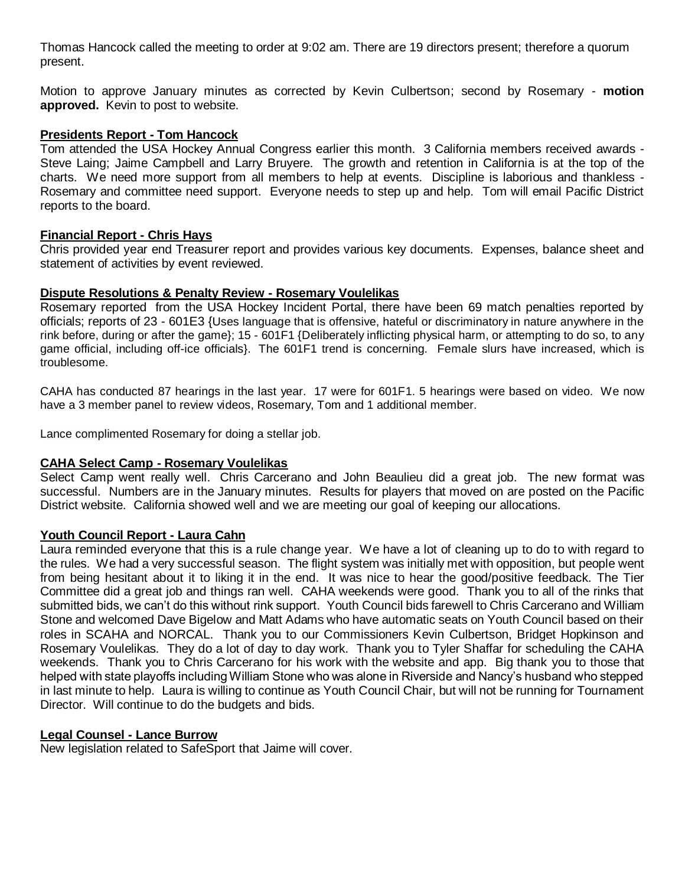Thomas Hancock called the meeting to order at 9:02 am. There are 19 directors present; therefore a quorum present.

Motion to approve January minutes as corrected by Kevin Culbertson; second by Rosemary - **motion approved.** Kevin to post to website.

**Presidents Report - Tom Hancock**

Tom attended the USA Hockey Annual Congress earlier this month. 3 California members received awards - Steve Laing; Jaime Campbell and Larry Bruyere. The growth and retention in California is at the top of the charts. We need more support from all members to help at events. Discipline is laborious and thankless - Rosemary and committee need support. Everyone needs to step up and help. Tom will email Pacific District reports to the board.

**Financial Report - Chris Hays**

Chris provided year end Treasurer report and provides various key documents. Expenses, balance sheet and statement of activities by event reviewed.

**Dispute Resolutions & Penalty Review - Rosemary Voulelikas**

Rosemary reported from the USA Hockey Incident Portal, there have been 69 match penalties reported by officials; reports of 23 - 601E3 {Uses language that is offensive, hateful or discriminatory in nature anywhere in the rink before, during or after the game}; 15 - 601F1 {Deliberately inflicting physical harm, or attempting to do so, to any game official, including off-ice officials}. The 601F1 trend is concerning. Female slurs have increased, which is troublesome.

CAHA has conducted 87 hearings in the last year. 17 were for 601F1. 5 hearings were based on video. We now have a 3 member panel to review videos, Rosemary, Tom and 1 additional member.

Lance complimented Rosemary for doing a stellar job.

**CAHA Select Camp - Rosemary Voulelikas**

Select Camp went really well. Chris Carcerano and John Beaulieu did a great job. The new format was successful. Numbers are in the January minutes. Results for players that moved on are posted on the Pacific District website. California showed well and we are meeting our goal of keeping our allocations.

**Youth Council Report - Laura Cahn**

Laura reminded everyone that this is a rule change year. We have a lot of cleaning up to do to with regard to the rules. We had a very successful season. The flight system was initially met with opposition, but people went from being hesitant about it to liking it in the end. It was nice to hear the good/positive feedback. The Tier Committee did a great job and things ran well. CAHA weekends were good. Thank you to all of the rinks that submitted bids, we can't do this without rink support. Youth Council bids farewell to Chris Carcerano and William Stone and welcomed Dave Bigelow and Matt Adams who have automatic seats on Youth Council based on their roles in SCAHA and NORCAL. Thank you to our Commissioners Kevin Culbertson, Bridget Hopkinson and Rosemary Voulelikas. They do a lot of day to day work. Thank you to Tyler Shaffar for scheduling the CAHA weekends. Thank you to Chris Carcerano for his work with the website and app. Big thank you to those that helped with state playoffs including William Stone who was alone in Riverside and Nancy's husband who stepped in last minute to help. Laura is willing to continue as Youth Council Chair, but will not be running for Tournament Director. Will continue to do the budgets and bids.

**Legal Counsel - Lance Burrow**

New legislation related to SafeSport that Jaime will cover.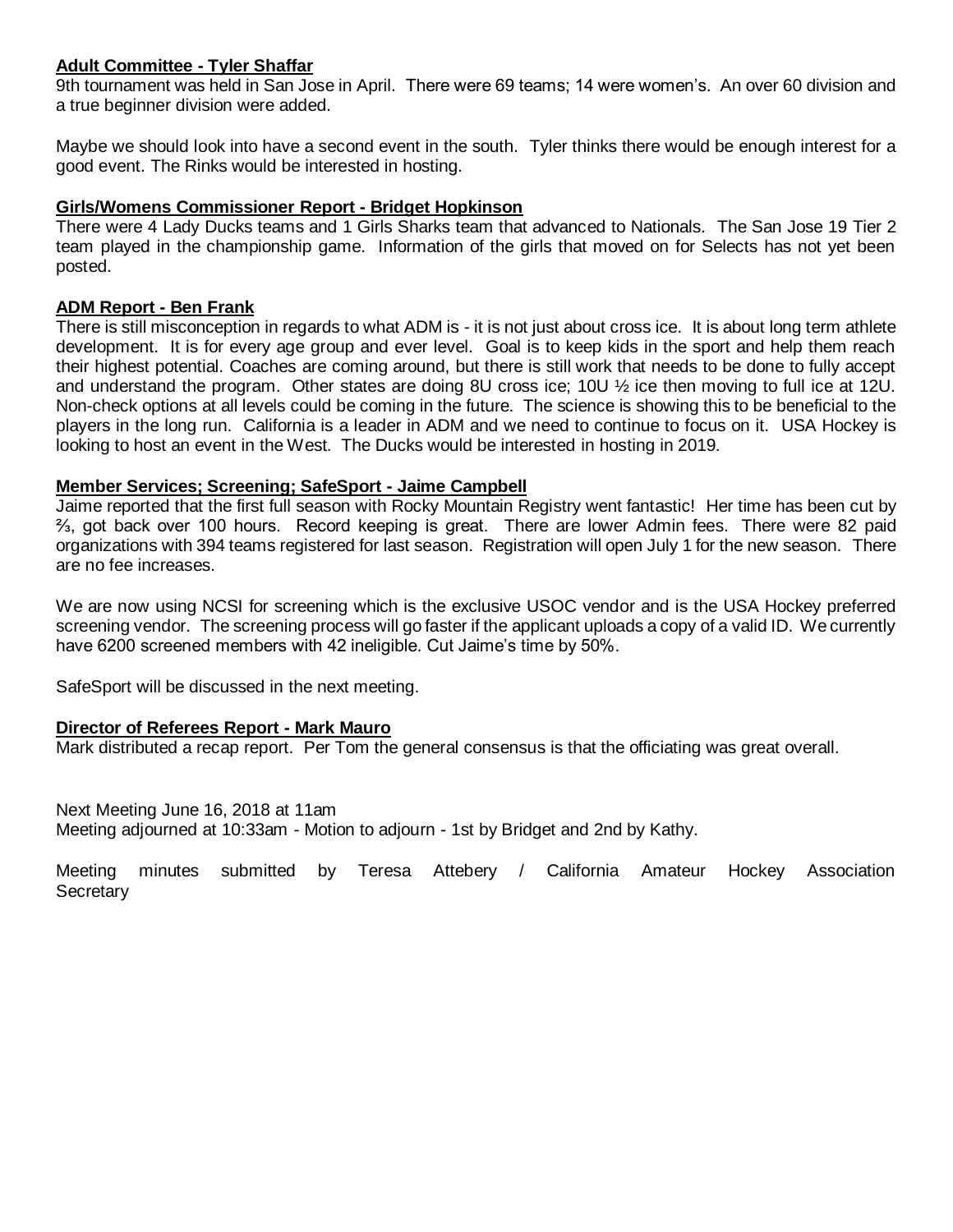**Adult Committee - Tyler Shaffar**

9th tournament was held in San Jose in April. There were 69 teams; 14 were women's. An over 60 division and a true beginner division were added.

Maybe we should look into have a second event in the south. Tyler thinks there would be enough interest for a good event. The Rinks would be interested in hosting.

**Girls/Womens Commissioner Report - Bridget Hopkinson**

There were 4 Lady Ducks teams and 1 Girls Sharks team that advanced to Nationals. The San Jose 19 Tier 2 team played in the championship game. Information of the girls that moved on for Selects has not yet been posted.

**ADM Report - Ben Frank**

There is still misconception in regards to what ADM is - it is not just about cross ice. It is about long term athlete development. It is for every age group and ever level. Goal is to keep kids in the sport and help them reach their highest potential. Coaches are coming around, but there is still work that needs to be done to fully accept and understand the program. Other states are doing 8U cross ice; 10U ½ ice then moving to full ice at 12U. Non-check options at all levels could be coming in the future. The science is showing this to be beneficial to the players in the long run. California is a leader in ADM and we need to continue to focus on it. USA Hockey is looking to host an event in the West. The Ducks would be interested in hosting in 2019.

**Member Services; Screening; SafeSport - Jaime Campbell**

Jaime reported that the first full season with Rocky Mountain Registry went fantastic! Her time has been cut by ⅔, got back over 100 hours. Record keeping is great. There are lower Admin fees. There were 82 paid organizations with 394 teams registered for last season. Registration will open July 1 for the new season. There are no fee increases.

We are now using NCSI for screening which is the exclusive USOC vendor and is the USA Hockey preferred screening vendor. The screening process will go faster if the applicant uploads a copy of a valid ID. We currently have 6200 screened members with 42 ineligible. Cut Jaime's time by 50%.

SafeSport will be discussed in the next meeting.

**Director of Referees Report - Mark Mauro**

Mark distributed a recap report. Per Tom the general consensus is that the officiating was great overall.

Next Meeting June 16, 2018 at 11am
Meeting adjourned at 10:33am - Motion to adjourn - 1st by Bridget and 2nd by Kathy.

Meeting minutes submitted by Teresa Attebery / California Amateur Hockey Association Secretary